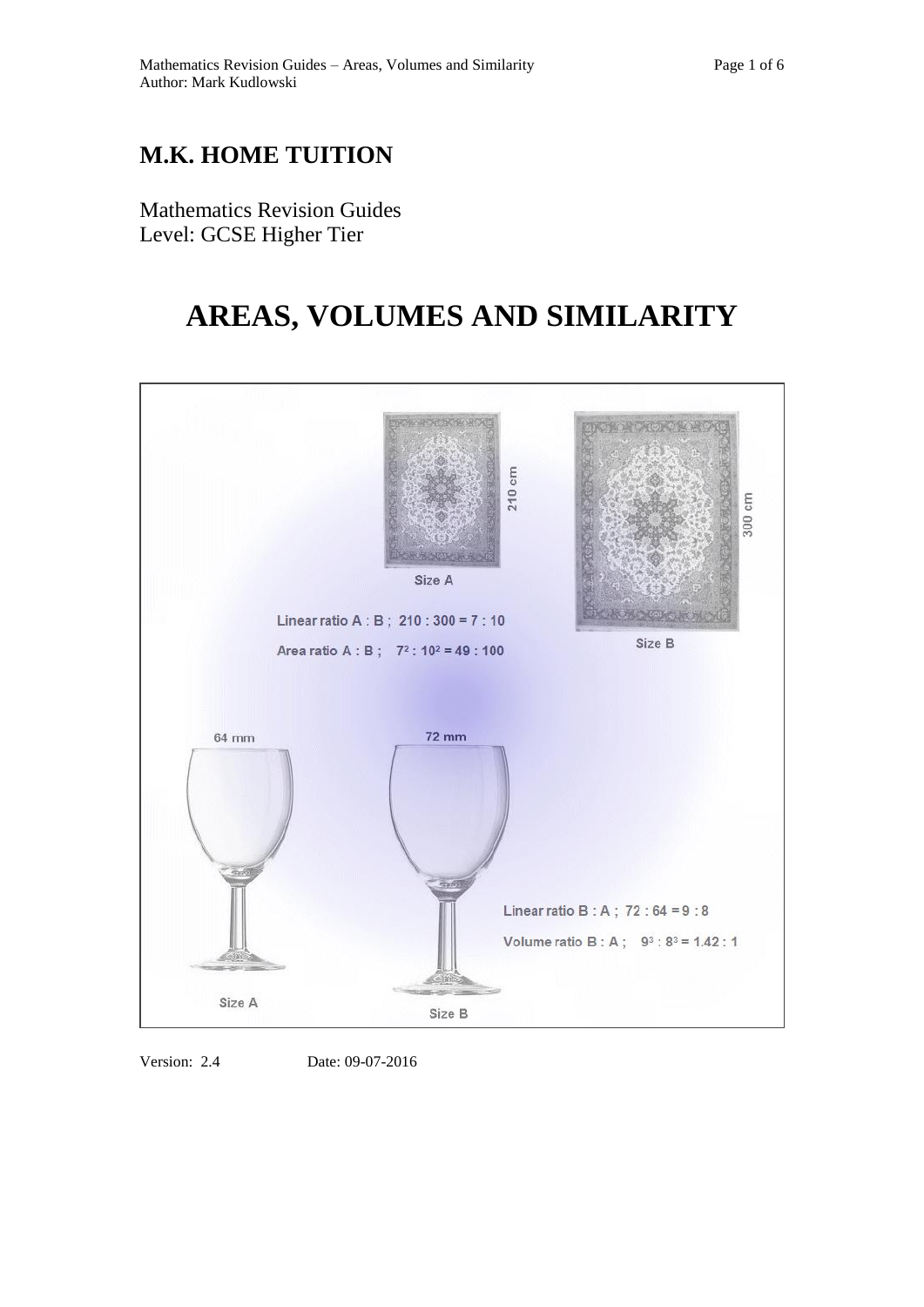# M.K. HOME TUITION

Mathematics Revision Guides
Level: GCSE Higher Tier

# AREAS, VOLUMES AND SIMILARITY

210 cm

Size A

300 cm

Size B

Linear ratio A : B ; 210 : 300 = 7 : 10

Area ratio A : B ; $7^2 : 10^2 = 49 : 100$

64 mm

72 mm

Linear ratio B : A ; 72 : 64 = 9 : 8

Volume ratio B : A ; $9^3 : 8^3 = 1.42 : 1$

Size A

Size B

Version: 2.4 Date: 09-07-2016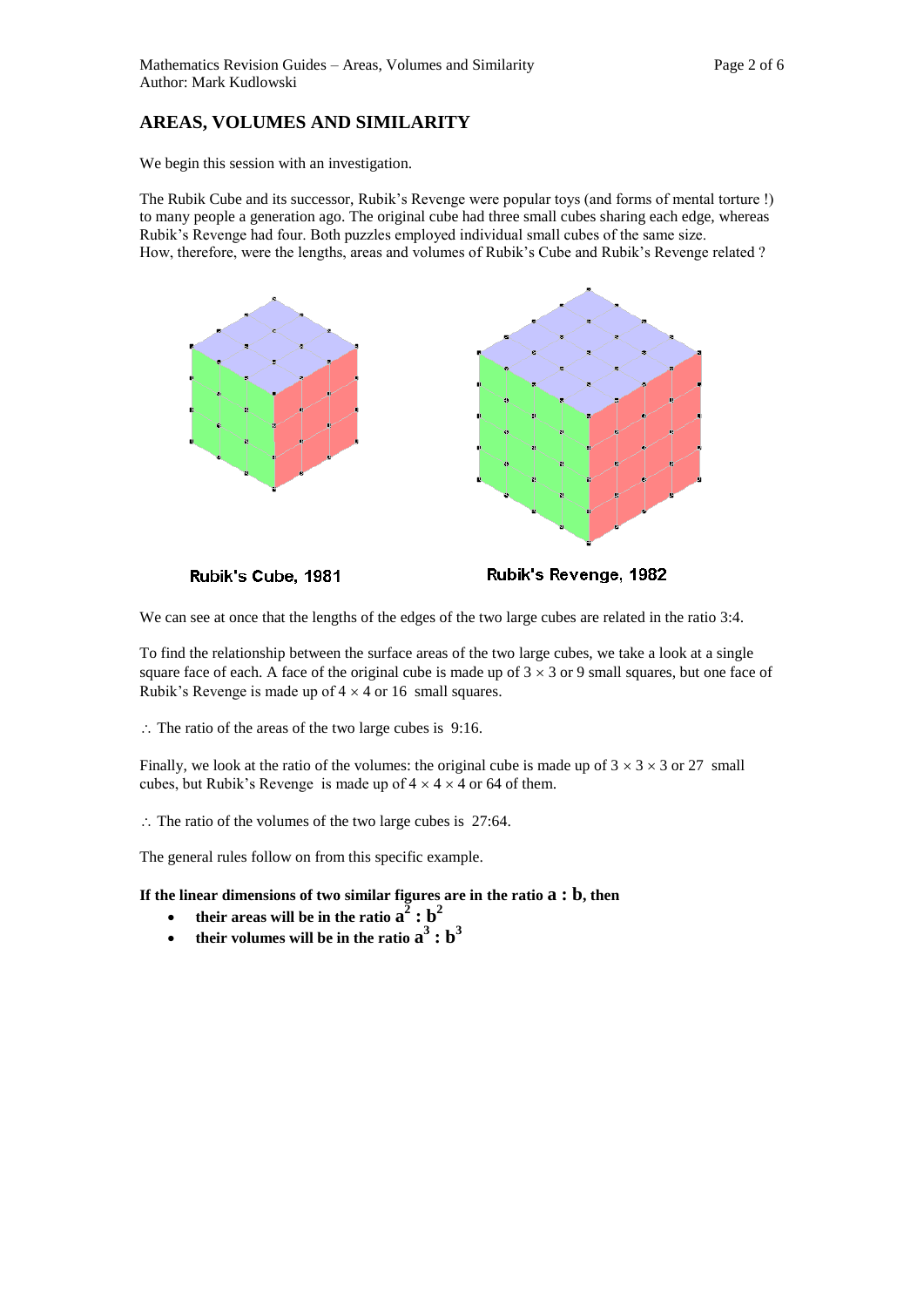## AREAS, VOLUMES AND SIMILARITY

We begin this session with an investigation.

The Rubik Cube and its successor, Rubik's Revenge were popular toys (and forms of mental torture !) to many people a generation ago. The original cube had three small cubes sharing each edge, whereas Rubik's Revenge had four. Both puzzles employed individual small cubes of the same size.
How, therefore, were the lengths, areas and volumes of Rubik's Cube and Rubik's Revenge related ?

Rubik's Cube, 1981

Rubik's Revenge, 1982

We can see at once that the lengths of the edges of the two large cubes are related in the ratio 3:4.

To find the relationship between the surface areas of the two large cubes, we take a look at a single square face of each. A face of the original cube is made up of $3 \times 3$ or 9 small squares, but one face of Rubik's Revenge is made up of $4 \times 4$ or 16 small squares.

$\therefore$ The ratio of the areas of the two large cubes is 9:16.

Finally, we look at the ratio of the volumes: the original cube is made up of $3 \times 3 \times 3$ or 27 small cubes, but Rubik's Revenge is made up of $4 \times 4 \times 4$ or 64 of them.

$\therefore$ The ratio of the volumes of the two large cubes is 27:64.

The general rules follow on from this specific example.

**If the linear dimensions of two similar figures are in the ratio $\mathbf{a : b}$, then**

- **their areas will be in the ratio $\mathbf{a^2 : b^2}$**
- **their volumes will be in the ratio $\mathbf{a^3 : b^3}$**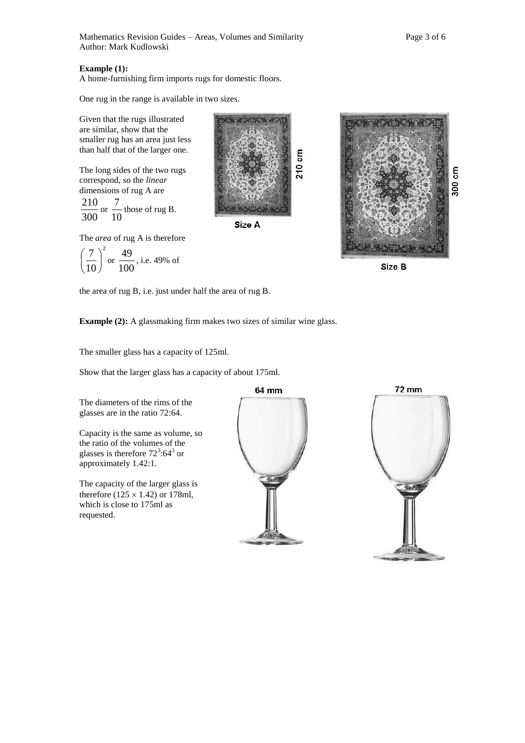**Example (1):**
A home-furnishing firm imports rugs for domestic floors.

One rug in the range is available in two sizes.

Given that the rugs illustrated are similar, show that the smaller rug has an area just less than half that of the larger one.

The long sides of the two rugs correspond, so the *linear* dimensions of rug A are $\frac{210}{300}$ or $\frac{7}{10}$ those of rug B.

The *area* of rug A is therefore $\left(\frac{7}{10}\right)^2$ or $\frac{49}{100}$, i.e. 49% of the area of rug B, i.e. just under half the area of rug B.

**Example (2):** A glassmaking firm makes two sizes of similar wine glass.

The smaller glass has a capacity of 125ml.

Show that the larger glass has a capacity of about 175ml.

The diameters of the rims of the glasses are in the ratio 72:64.

Capacity is the same as volume, so the ratio of the volumes of the glasses is therefore $72^3:64^3$ or approximately 1.42:1.

The capacity of the larger glass is therefore $(125 \times 1.42)$ or 178ml, which is close to 175ml as requested.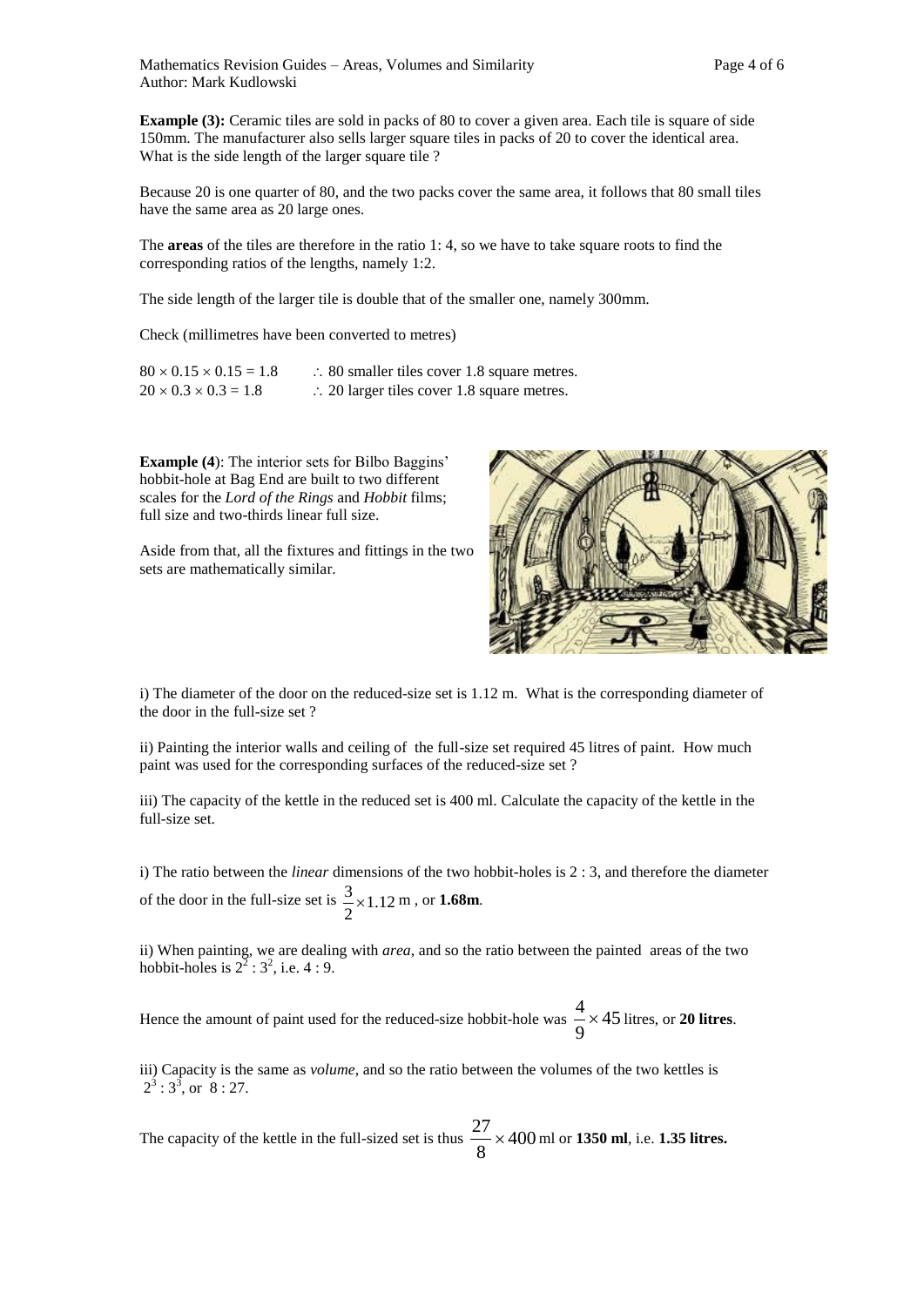**Example (3):** Ceramic tiles are sold in packs of 80 to cover a given area. Each tile is square of side 150mm. The manufacturer also sells larger square tiles in packs of 20 to cover the identical area. What is the side length of the larger square tile ?

Because 20 is one quarter of 80, and the two packs cover the same area, it follows that 80 small tiles have the same area as 20 large ones.

The **areas** of the tiles are therefore in the ratio 1: 4, so we have to take square roots to find the corresponding ratios of the lengths, namely 1:2.

The side length of the larger tile is double that of the smaller one, namely 300mm.

Check (millimetres have been converted to metres)

$80 \times 0.15 \times 0.15 = 1.8$ $\quad \therefore$ 80 smaller tiles cover 1.8 square metres.
$20 \times 0.3 \times 0.3 = 1.8$ $\quad \therefore$ 20 larger tiles cover 1.8 square metres.

**Example (4)**: The interior sets for Bilbo Baggins' hobbit-hole at Bag End are built to two different scales for the *Lord of the Rings* and *Hobbit* films; full size and two-thirds linear full size.

Aside from that, all the fixtures and fittings in the two sets are mathematically similar.

i) The diameter of the door on the reduced-size set is 1.12 m. What is the corresponding diameter of the door in the full-size set ?

ii) Painting the interior walls and ceiling of the full-size set required 45 litres of paint. How much paint was used for the corresponding surfaces of the reduced-size set ?

iii) The capacity of the kettle in the reduced set is 400 ml. Calculate the capacity of the kettle in the full-size set.

i) The ratio between the *linear* dimensions of the two hobbit-holes is 2 : 3, and therefore the diameter of the door in the full-size set is $\frac{3}{2} \times 1.12$ m , or **1.68m**.

ii) When painting, we are dealing with *area*, and so the ratio between the painted areas of the two hobbit-holes is $2^2 : 3^2$, i.e. 4 : 9.

Hence the amount of paint used for the reduced-size hobbit-hole was $\frac{4}{9} \times 45$ litres, or **20 litres**.

iii) Capacity is the same as *volume*, and so the ratio between the volumes of the two kettles is $2^3 : 3^3$, or 8 : 27.

The capacity of the kettle in the full-sized set is thus $\frac{27}{8} \times 400$ ml or **1350 ml**, i.e. **1.35 litres.**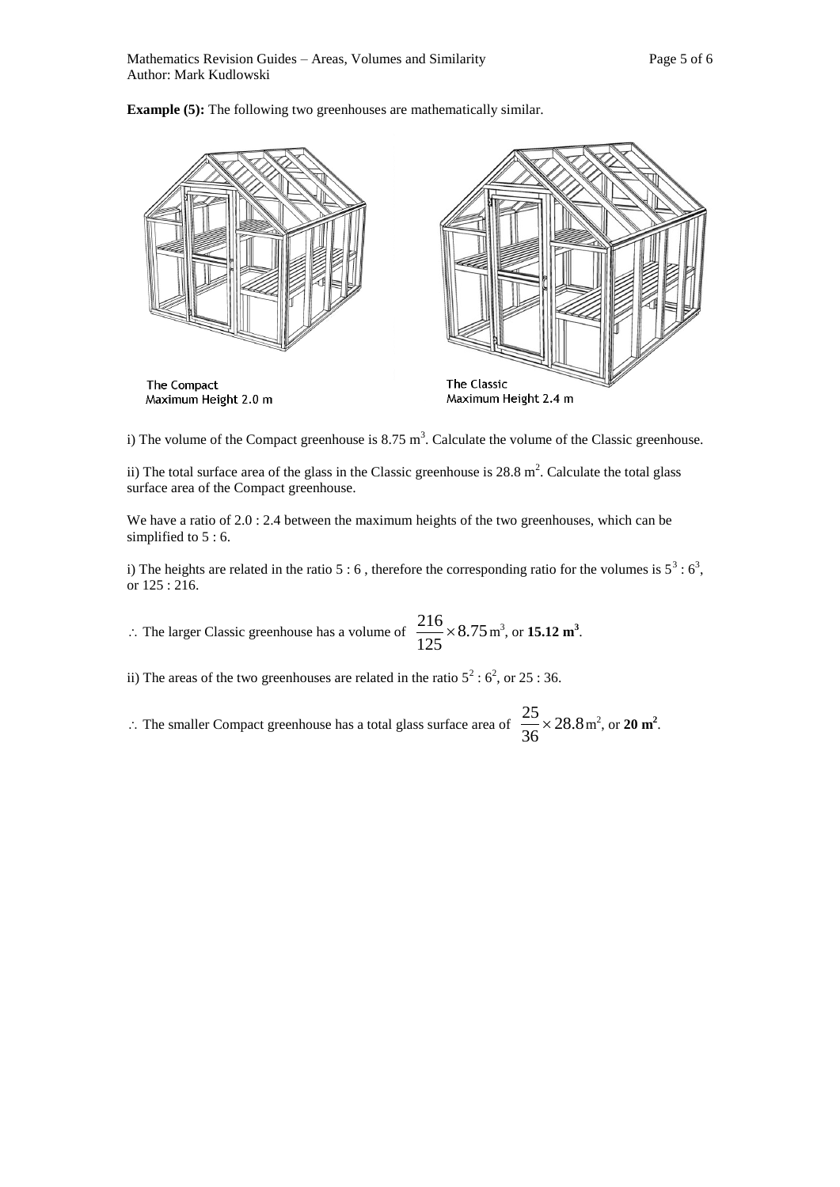**Example (5):** The following two greenhouses are mathematically similar.

The Compact
Maximum Height 2.0 m

The Classic
Maximum Height 2.4 m

i) The volume of the Compact greenhouse is 8.75 m$^3$. Calculate the volume of the Classic greenhouse.

ii) The total surface area of the glass in the Classic greenhouse is 28.8 m$^2$. Calculate the total glass surface area of the Compact greenhouse.

We have a ratio of 2.0 : 2.4 between the maximum heights of the two greenhouses, which can be simplified to 5 : 6.

i) The heights are related in the ratio 5 : 6 , therefore the corresponding ratio for the volumes is $5^3 : 6^3$, or 125 : 216.

$\therefore$ The larger Classic greenhouse has a volume of $\frac{216}{125} \times 8.75\,\text{m}^3$, or **15.12 m$^3$**.

ii) The areas of the two greenhouses are related in the ratio $5^2 : 6^2$, or 25 : 36.

$\therefore$ The smaller Compact greenhouse has a total glass surface area of $\frac{25}{36} \times 28.8\,\text{m}^2$, or **20 m$^2$**.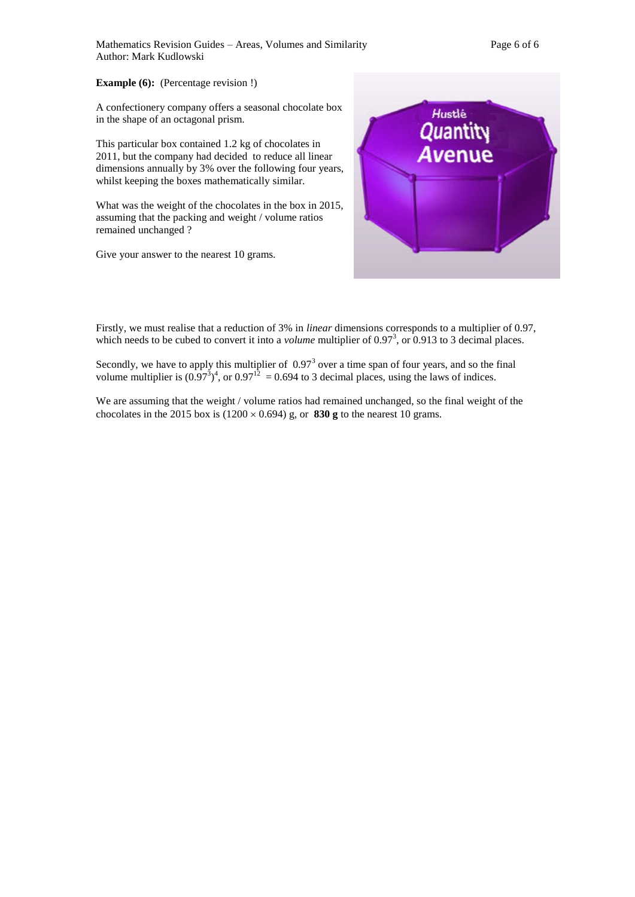**Example (6):** (Percentage revision !)

A confectionery company offers a seasonal chocolate box in the shape of an octagonal prism.

This particular box contained 1.2 kg of chocolates in 2011, but the company had decided to reduce all linear dimensions annually by 3% over the following four years, whilst keeping the boxes mathematically similar.

What was the weight of the chocolates in the box in 2015, assuming that the packing and weight / volume ratios remained unchanged ?

Give your answer to the nearest 10 grams.

Firstly, we must realise that a reduction of 3% in *linear* dimensions corresponds to a multiplier of 0.97, which needs to be cubed to convert it into a *volume* multiplier of $0.97^3$, or 0.913 to 3 decimal places.

Secondly, we have to apply this multiplier of $0.97^3$ over a time span of four years, and so the final volume multiplier is $(0.97^3)^4$, or $0.97^{12} = 0.694$ to 3 decimal places, using the laws of indices.

We are assuming that the weight / volume ratios had remained unchanged, so the final weight of the chocolates in the 2015 box is $(1200 \times 0.694)$ g, or **830 g** to the nearest 10 grams.